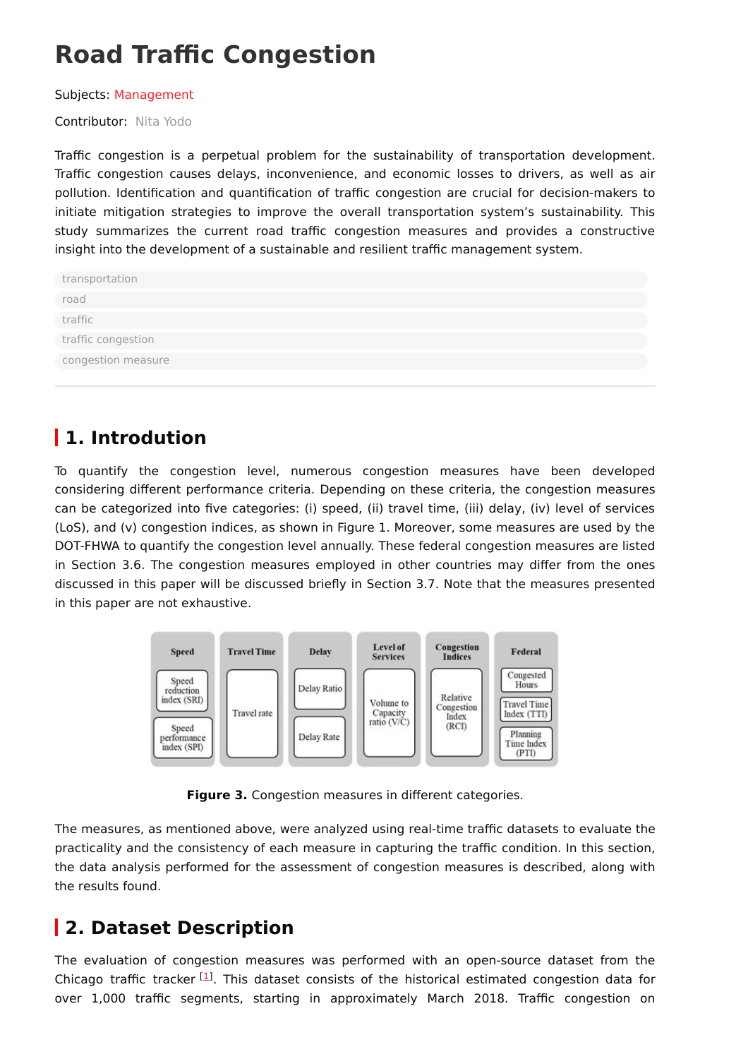# Road Traffic Congestion

Subjects: Management

Contributor: Nita Yodo

Traffic congestion is a perpetual problem for the sustainability of transportation development. Traffic congestion causes delays, inconvenience, and economic losses to drivers, as well as air pollution. Identification and quantification of traffic congestion are crucial for decision-makers to initiate mitigation strategies to improve the overall transportation system's sustainability. This study summarizes the current road traffic congestion measures and provides a constructive insight into the development of a sustainable and resilient traffic management system.

transportation

road

traffic

traffic congestion

congestion measure

## 1. Introduction

To quantify the congestion level, numerous congestion measures have been developed considering different performance criteria. Depending on these criteria, the congestion measures can be categorized into five categories: (i) speed, (ii) travel time, (iii) delay, (iv) level of services (LoS), and (v) congestion indices, as shown in Figure 1. Moreover, some measures are used by the DOT-FHWA to quantify the congestion level annually. These federal congestion measures are listed in Section 3.6. The congestion measures employed in other countries may differ from the ones discussed in this paper will be discussed briefly in Section 3.7. Note that the measures presented in this paper are not exhaustive.

| Speed | Travel Time | Delay | Level of Services | Congestion Indices | Federal |
|---|---|---|---|---|---|
| Speed reduction index (SRI) | Travel rate | Delay Ratio | Volume to Capacity ratio (V/C) | Relative Congestion Index (RCI) | Congested Hours |
| Speed performance index (SPI) | | Delay Rate | | | Travel Time Index (TTI) |
| | | | | | Planning Time Index (PTI) |

**Figure 3.** Congestion measures in different categories.

The measures, as mentioned above, were analyzed using real-time traffic datasets to evaluate the practicality and the consistency of each measure in capturing the traffic condition. In this section, the data analysis performed for the assessment of congestion measures is described, along with the results found.

## 2. Dataset Description

The evaluation of congestion measures was performed with an open-source dataset from the Chicago traffic tracker [1]. This dataset consists of the historical estimated congestion data for over 1,000 traffic segments, starting in approximately March 2018. Traffic congestion on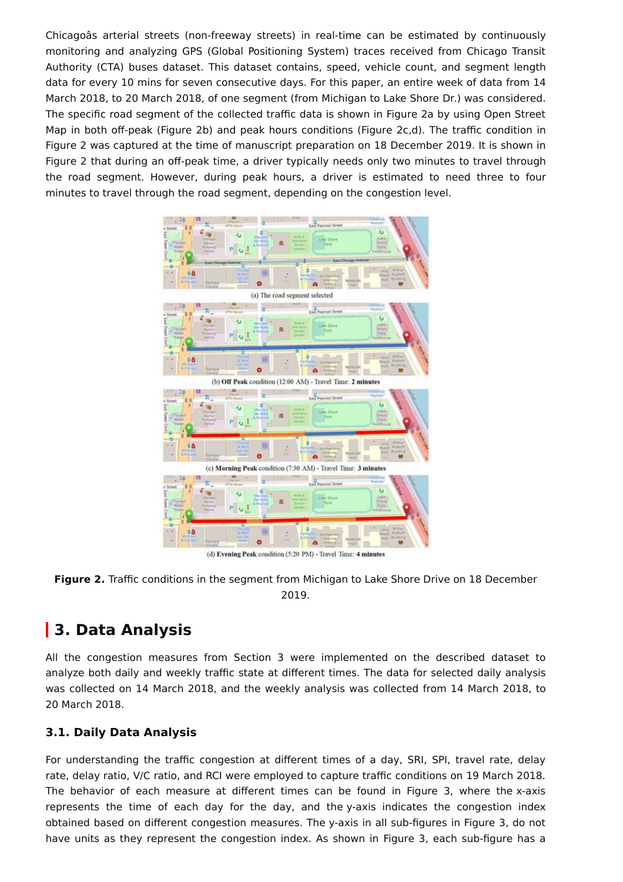Chicagoâs arterial streets (non-freeway streets) in real-time can be estimated by continuously monitoring and analyzing GPS (Global Positioning System) traces received from Chicago Transit Authority (CTA) buses dataset. This dataset contains, speed, vehicle count, and segment length data for every 10 mins for seven consecutive days. For this paper, an entire week of data from 14 March 2018, to 20 March 2018, of one segment (from Michigan to Lake Shore Dr.) was considered. The specific road segment of the collected traffic data is shown in Figure 2a by using Open Street Map in both off-peak (Figure 2b) and peak hours conditions (Figure 2c,d). The traffic condition in Figure 2 was captured at the time of manuscript preparation on 18 December 2019. It is shown in Figure 2 that during an off-peak time, a driver typically needs only two minutes to travel through the road segment. However, during peak hours, a driver is estimated to need three to four minutes to travel through the road segment, depending on the congestion level.

(a) The road segment selected

(b) **Off Peak** condition (12:00 AM) - Travel Time: **2 minutes**

(c) **Morning Peak** condition (7:30 AM) - Travel Time: **3 minutes**

(d) **Evening Peak** condition (5:20 PM) - Travel Time: **4 minutes**

**Figure 2.** Traffic conditions in the segment from Michigan to Lake Shore Drive on 18 December 2019.

## 3. Data Analysis

All the congestion measures from Section 3 were implemented on the described dataset to analyze both daily and weekly traffic state at different times. The data for selected daily analysis was collected on 14 March 2018, and the weekly analysis was collected from 14 March 2018, to 20 March 2018.

### 3.1. Daily Data Analysis

For understanding the traffic congestion at different times of a day, SRI, SPI, travel rate, delay rate, delay ratio, V/C ratio, and RCI were employed to capture traffic conditions on 19 March 2018. The behavior of each measure at different times can be found in Figure 3, where the x-axis represents the time of each day for the day, and the y-axis indicates the congestion index obtained based on different congestion measures. The y-axis in all sub-figures in Figure 3, do not have units as they represent the congestion index. As shown in Figure 3, each sub-figure has a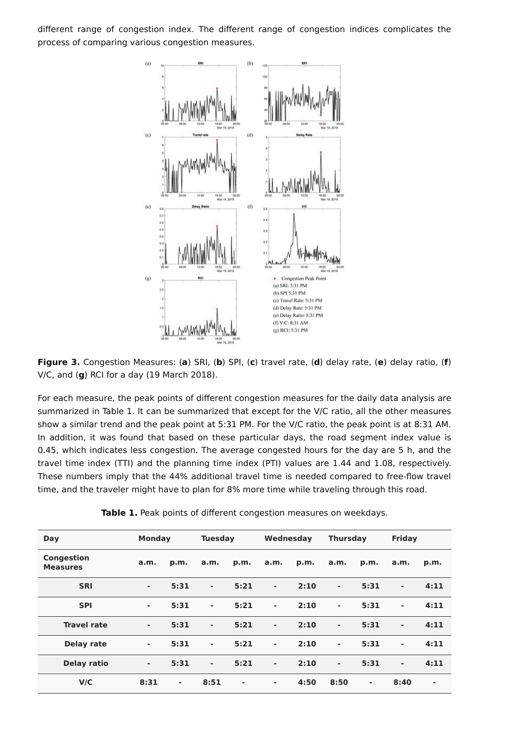different range of congestion index. The different range of congestion indices complicates the process of comparing various congestion measures.

**Figure 3.** Congestion Measures: (**a**) SRI, (**b**) SPI, (**c**) travel rate, (**d**) delay rate, (**e**) delay ratio, (**f**) V/C, and (**g**) RCI for a day (19 March 2018).

For each measure, the peak points of different congestion measures for the daily data analysis are summarized in Table 1. It can be summarized that except for the V/C ratio, all the other measures show a similar trend and the peak point at 5:31 PM. For the V/C ratio, the peak point is at 8:31 AM. In addition, it was found that based on these particular days, the road segment index value is 0.45, which indicates less congestion. The average congested hours for the day are 5 h, and the travel time index (TTI) and the planning time index (PTI) values are 1.44 and 1.08, respectively. These numbers imply that the 44% additional travel time is needed compared to free-flow travel time, and the traveler might have to plan for 8% more time while traveling through this road.

**Table 1.** Peak points of different congestion measures on weekdays.

| **Day** | **Monday** | | **Tuesday** | | **Wednesday** | | **Thursday** | | **Friday** | |
|---|---|---|---|---|---|---|---|---|---|---|
| **Congestion Measures** | **a.m.** | **p.m.** | **a.m.** | **p.m.** | **a.m.** | **p.m.** | **a.m.** | **p.m.** | **a.m.** | **p.m.** |
| **SRI** | - | 5:31 | - | 5:21 | - | 2:10 | - | 5:31 | - | 4:11 |
| **SPI** | - | 5:31 | - | 5:21 | - | 2:10 | - | 5:31 | - | 4:11 |
| **Travel rate** | - | 5:31 | - | 5:21 | - | 2:10 | - | 5:31 | - | 4:11 |
| **Delay rate** | - | 5:31 | - | 5:21 | - | 2:10 | - | 5:31 | - | 4:11 |
| **Delay ratio** | - | 5:31 | - | 5:21 | - | 2:10 | - | 5:31 | - | 4:11 |
| **V/C** | 8:31 | - | 8:51 | - | - | 4:50 | 8:50 | - | 8:40 | - |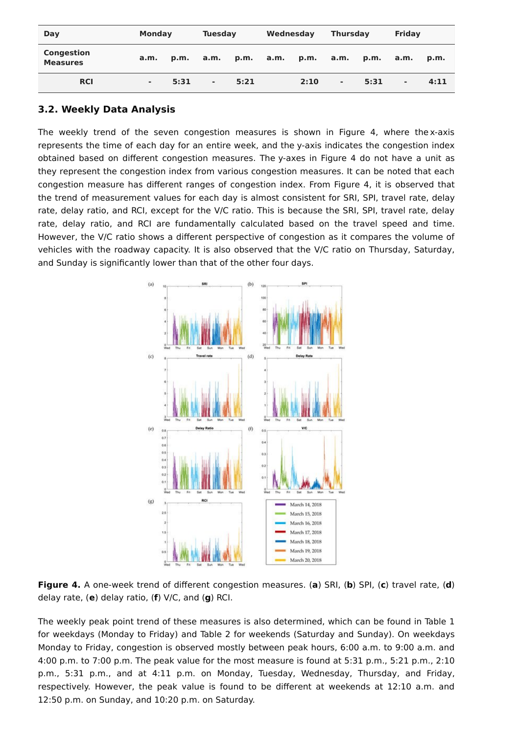| Day | Monday | | Tuesday | | Wednesday | | Thursday | | Friday | |
|---|---|---|---|---|---|---|---|---|---|---|
| Congestion Measures | a.m. | p.m. | a.m. | p.m. | a.m. | p.m. | a.m. | p.m. | a.m. | p.m. |
| RCI | - | 5:31 | - | 5:21 | | 2:10 | - | 5:31 | - | 4:11 |

### 3.2. Weekly Data Analysis

The weekly trend of the seven congestion measures is shown in Figure 4, where the x-axis represents the time of each day for an entire week, and the y-axis indicates the congestion index obtained based on different congestion measures. The y-axes in Figure 4 do not have a unit as they represent the congestion index from various congestion measures. It can be noted that each congestion measure has different ranges of congestion index. From Figure 4, it is observed that the trend of measurement values for each day is almost consistent for SRI, SPI, travel rate, delay rate, delay ratio, and RCI, except for the V/C ratio. This is because the SRI, SPI, travel rate, delay rate, delay ratio, and RCI are fundamentally calculated based on the travel speed and time. However, the V/C ratio shows a different perspective of congestion as it compares the volume of vehicles with the roadway capacity. It is also observed that the V/C ratio on Thursday, Saturday, and Sunday is significantly lower than that of the other four days.

**Figure 4.** A one-week trend of different congestion measures. (**a**) SRI, (**b**) SPI, (**c**) travel rate, (**d**) delay rate, (**e**) delay ratio, (**f**) V/C, and (**g**) RCI.

The weekly peak point trend of these measures is also determined, which can be found in Table 1 for weekdays (Monday to Friday) and Table 2 for weekends (Saturday and Sunday). On weekdays Monday to Friday, congestion is observed mostly between peak hours, 6:00 a.m. to 9:00 a.m. and 4:00 p.m. to 7:00 p.m. The peak value for the most measure is found at 5:31 p.m., 5:21 p.m., 2:10 p.m., 5:31 p.m., and at 4:11 p.m. on Monday, Tuesday, Wednesday, Thursday, and Friday, respectively. However, the peak value is found to be different at weekends at 12:10 a.m. and 12:50 p.m. on Sunday, and 10:20 p.m. on Saturday.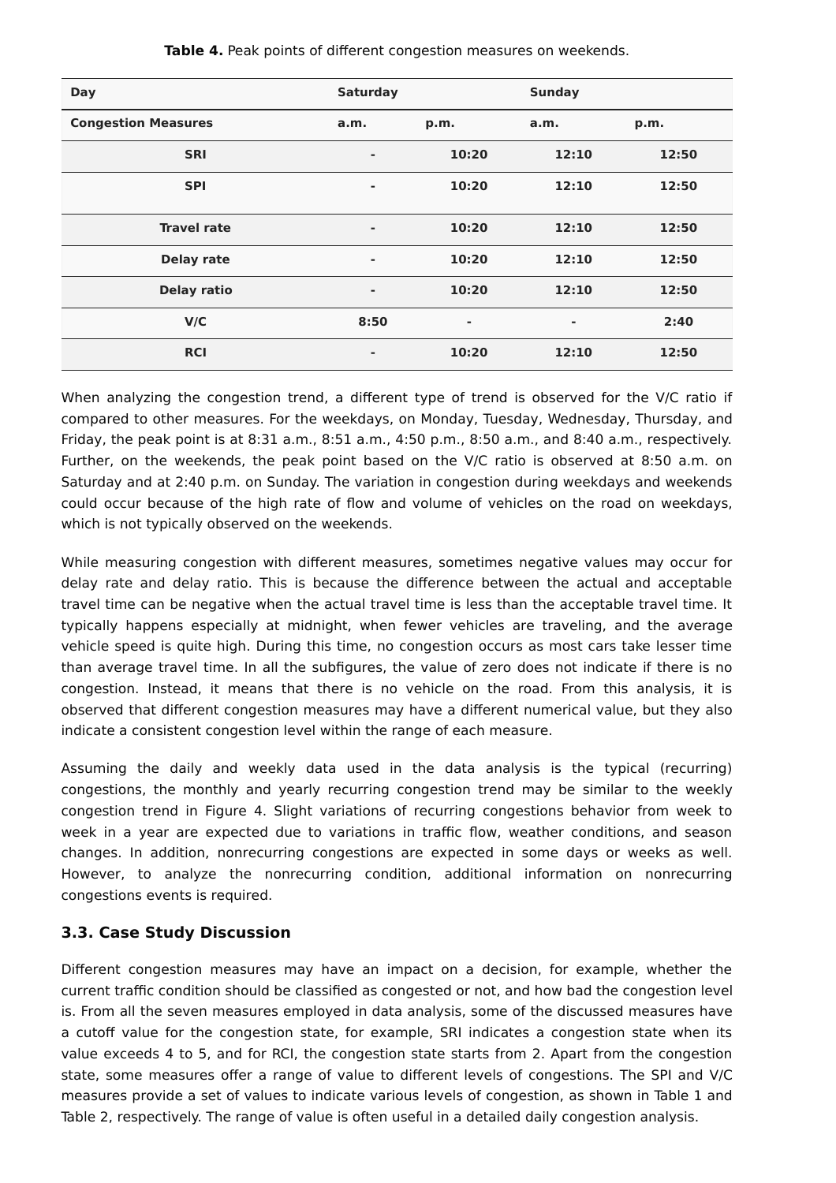**Table 4.** Peak points of different congestion measures on weekends.

| Day | Saturday | | Sunday | |
|---|---|---|---|---|
| **Congestion Measures** | **a.m.** | **p.m.** | **a.m.** | **p.m.** |
| **SRI** | - | 10:20 | 12:10 | 12:50 |
| **SPI** | - | 10:20 | 12:10 | 12:50 |
| **Travel rate** | - | 10:20 | 12:10 | 12:50 |
| **Delay rate** | - | 10:20 | 12:10 | 12:50 |
| **Delay ratio** | - | 10:20 | 12:10 | 12:50 |
| **V/C** | 8:50 | - | - | 2:40 |
| **RCI** | - | 10:20 | 12:10 | 12:50 |

When analyzing the congestion trend, a different type of trend is observed for the V/C ratio if compared to other measures. For the weekdays, on Monday, Tuesday, Wednesday, Thursday, and Friday, the peak point is at 8:31 a.m., 8:51 a.m., 4:50 p.m., 8:50 a.m., and 8:40 a.m., respectively. Further, on the weekends, the peak point based on the V/C ratio is observed at 8:50 a.m. on Saturday and at 2:40 p.m. on Sunday. The variation in congestion during weekdays and weekends could occur because of the high rate of flow and volume of vehicles on the road on weekdays, which is not typically observed on the weekends.

While measuring congestion with different measures, sometimes negative values may occur for delay rate and delay ratio. This is because the difference between the actual and acceptable travel time can be negative when the actual travel time is less than the acceptable travel time. It typically happens especially at midnight, when fewer vehicles are traveling, and the average vehicle speed is quite high. During this time, no congestion occurs as most cars take lesser time than average travel time. In all the subfigures, the value of zero does not indicate if there is no congestion. Instead, it means that there is no vehicle on the road. From this analysis, it is observed that different congestion measures may have a different numerical value, but they also indicate a consistent congestion level within the range of each measure.

Assuming the daily and weekly data used in the data analysis is the typical (recurring) congestions, the monthly and yearly recurring congestion trend may be similar to the weekly congestion trend in Figure 4. Slight variations of recurring congestions behavior from week to week in a year are expected due to variations in traffic flow, weather conditions, and season changes. In addition, nonrecurring congestions are expected in some days or weeks as well. However, to analyze the nonrecurring condition, additional information on nonrecurring congestions events is required.

### 3.3. Case Study Discussion

Different congestion measures may have an impact on a decision, for example, whether the current traffic condition should be classified as congested or not, and how bad the congestion level is. From all the seven measures employed in data analysis, some of the discussed measures have a cutoff value for the congestion state, for example, SRI indicates a congestion state when its value exceeds 4 to 5, and for RCI, the congestion state starts from 2. Apart from the congestion state, some measures offer a range of value to different levels of congestions. The SPI and V/C measures provide a set of values to indicate various levels of congestion, as shown in Table 1 and Table 2, respectively. The range of value is often useful in a detailed daily congestion analysis.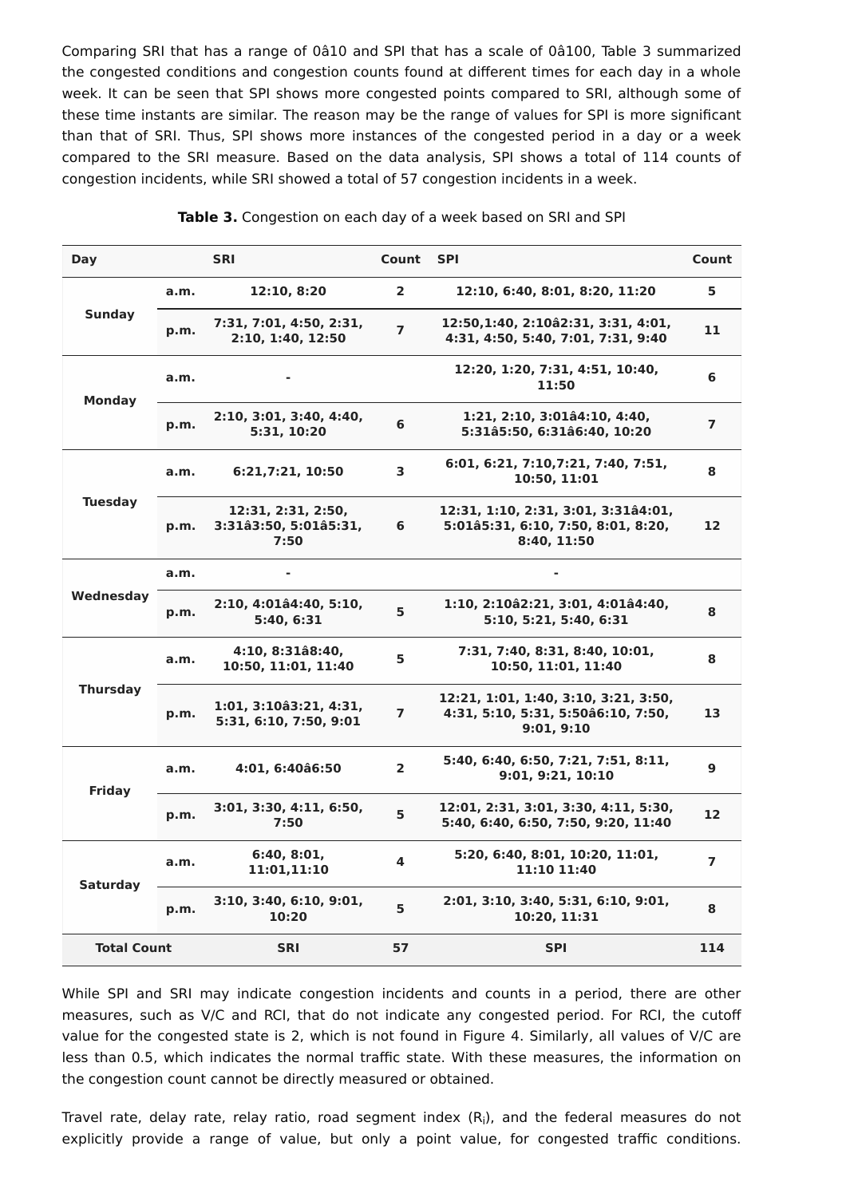Comparing SRI that has a range of 0â10 and SPI that has a scale of 0â100, Table 3 summarized the congested conditions and congestion counts found at different times for each day in a whole week. It can be seen that SPI shows more congested points compared to SRI, although some of these time instants are similar. The reason may be the range of values for SPI is more significant than that of SRI. Thus, SPI shows more instances of the congested period in a day or a week compared to the SRI measure. Based on the data analysis, SPI shows a total of 114 counts of congestion incidents, while SRI showed a total of 57 congestion incidents in a week.

**Table 3.** Congestion on each day of a week based on SRI and SPI

| Day | | SRI | Count | SPI | Count |
|---|---|---|---|---|---|
| Sunday | a.m. | 12:10, 8:20 | 2 | 12:10, 6:40, 8:01, 8:20, 11:20 | 5 |
| | p.m. | 7:31, 7:01, 4:50, 2:31, 2:10, 1:40, 12:50 | 7 | 12:50,1:40, 2:10â2:31, 3:31, 4:01, 4:31, 4:50, 5:40, 7:01, 7:31, 9:40 | 11 |
| Monday | a.m. | - | | 12:20, 1:20, 7:31, 4:51, 10:40, 11:50 | 6 |
| | p.m. | 2:10, 3:01, 3:40, 4:40, 5:31, 10:20 | 6 | 1:21, 2:10, 3:01â4:10, 4:40, 5:31â5:50, 6:31â6:40, 10:20 | 7 |
| Tuesday | a.m. | 6:21,7:21, 10:50 | 3 | 6:01, 6:21, 7:10,7:21, 7:40, 7:51, 10:50, 11:01 | 8 |
| | p.m. | 12:31, 2:31, 2:50, 3:31â3:50, 5:01â5:31, 7:50 | 6 | 12:31, 1:10, 2:31, 3:01, 3:31â4:01, 5:01â5:31, 6:10, 7:50, 8:01, 8:20, 8:40, 11:50 | 12 |
| Wednesday | a.m. | - | | - | |
| | p.m. | 2:10, 4:01â4:40, 5:10, 5:40, 6:31 | 5 | 1:10, 2:10â2:21, 3:01, 4:01â4:40, 5:10, 5:21, 5:40, 6:31 | 8 |
| Thursday | a.m. | 4:10, 8:31â8:40, 10:50, 11:01, 11:40 | 5 | 7:31, 7:40, 8:31, 8:40, 10:01, 10:50, 11:01, 11:40 | 8 |
| | p.m. | 1:01, 3:10â3:21, 4:31, 5:31, 6:10, 7:50, 9:01 | 7 | 12:21, 1:01, 1:40, 3:10, 3:21, 3:50, 4:31, 5:10, 5:31, 5:50â6:10, 7:50, 9:01, 9:10 | 13 |
| Friday | a.m. | 4:01, 6:40â6:50 | 2 | 5:40, 6:40, 6:50, 7:21, 7:51, 8:11, 9:01, 9:21, 10:10 | 9 |
| | p.m. | 3:01, 3:30, 4:11, 6:50, 7:50 | 5 | 12:01, 2:31, 3:01, 3:30, 4:11, 5:30, 5:40, 6:40, 6:50, 7:50, 9:20, 11:40 | 12 |
| Saturday | a.m. | 6:40, 8:01, 11:01,11:10 | 4 | 5:20, 6:40, 8:01, 10:20, 11:01, 11:10 11:40 | 7 |
| | p.m. | 3:10, 3:40, 6:10, 9:01, 10:20 | 5 | 2:01, 3:10, 3:40, 5:31, 6:10, 9:01, 10:20, 11:31 | 8 |
| Total Count | | SRI | 57 | SPI | 114 |

While SPI and SRI may indicate congestion incidents and counts in a period, there are other measures, such as V/C and RCI, that do not indicate any congested period. For RCI, the cutoff value for the congested state is 2, which is not found in Figure 4. Similarly, all values of V/C are less than 0.5, which indicates the normal traffic state. With these measures, the information on the congestion count cannot be directly measured or obtained.

Travel rate, delay rate, relay ratio, road segment index ($R_i$), and the federal measures do not explicitly provide a range of value, but only a point value, for congested traffic conditions.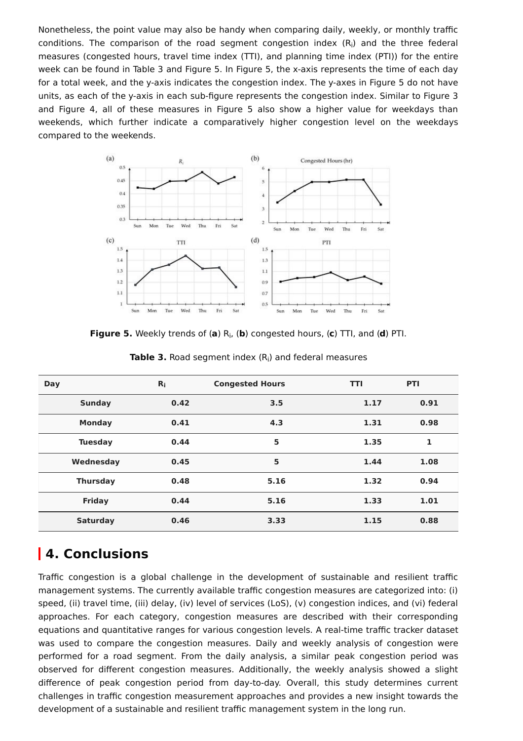Nonetheless, the point value may also be handy when comparing daily, weekly, or monthly traffic conditions. The comparison of the road segment congestion index ($R_i$) and the three federal measures (congested hours, travel time index (TTI), and planning time index (PTI)) for the entire week can be found in Table 3 and Figure 5. In Figure 5, the x-axis represents the time of each day for a total week, and the y-axis indicates the congestion index. The y-axes in Figure 5 do not have units, as each of the y-axis in each sub-figure represents the congestion index. Similar to Figure 3 and Figure 4, all of these measures in Figure 5 also show a higher value for weekdays than weekends, which further indicate a comparatively higher congestion level on the weekdays compared to the weekends.

**Figure 5.** Weekly trends of (**a**) $R_i$, (**b**) congested hours, (**c**) TTI, and (**d**) PTI.

**Table 3.** Road segment index ($R_i$) and federal measures

| Day | $R_i$ | Congested Hours | TTI | PTI |
|---|---|---|---|---|
| **Sunday** | **0.42** | **3.5** | **1.17** | **0.91** |
| **Monday** | **0.41** | **4.3** | **1.31** | **0.98** |
| **Tuesday** | **0.44** | **5** | **1.35** | **1** |
| **Wednesday** | **0.45** | **5** | **1.44** | **1.08** |
| **Thursday** | **0.48** | **5.16** | **1.32** | **0.94** |
| **Friday** | **0.44** | **5.16** | **1.33** | **1.01** |
| **Saturday** | **0.46** | **3.33** | **1.15** | **0.88** |

## 4. Conclusions

Traffic congestion is a global challenge in the development of sustainable and resilient traffic management systems. The currently available traffic congestion measures are categorized into: (i) speed, (ii) travel time, (iii) delay, (iv) level of services (LoS), (v) congestion indices, and (vi) federal approaches. For each category, congestion measures are described with their corresponding equations and quantitative ranges for various congestion levels. A real-time traffic tracker dataset was used to compare the congestion measures. Daily and weekly analysis of congestion were performed for a road segment. From the daily analysis, a similar peak congestion period was observed for different congestion measures. Additionally, the weekly analysis showed a slight difference of peak congestion period from day-to-day. Overall, this study determines current challenges in traffic congestion measurement approaches and provides a new insight towards the development of a sustainable and resilient traffic management system in the long run.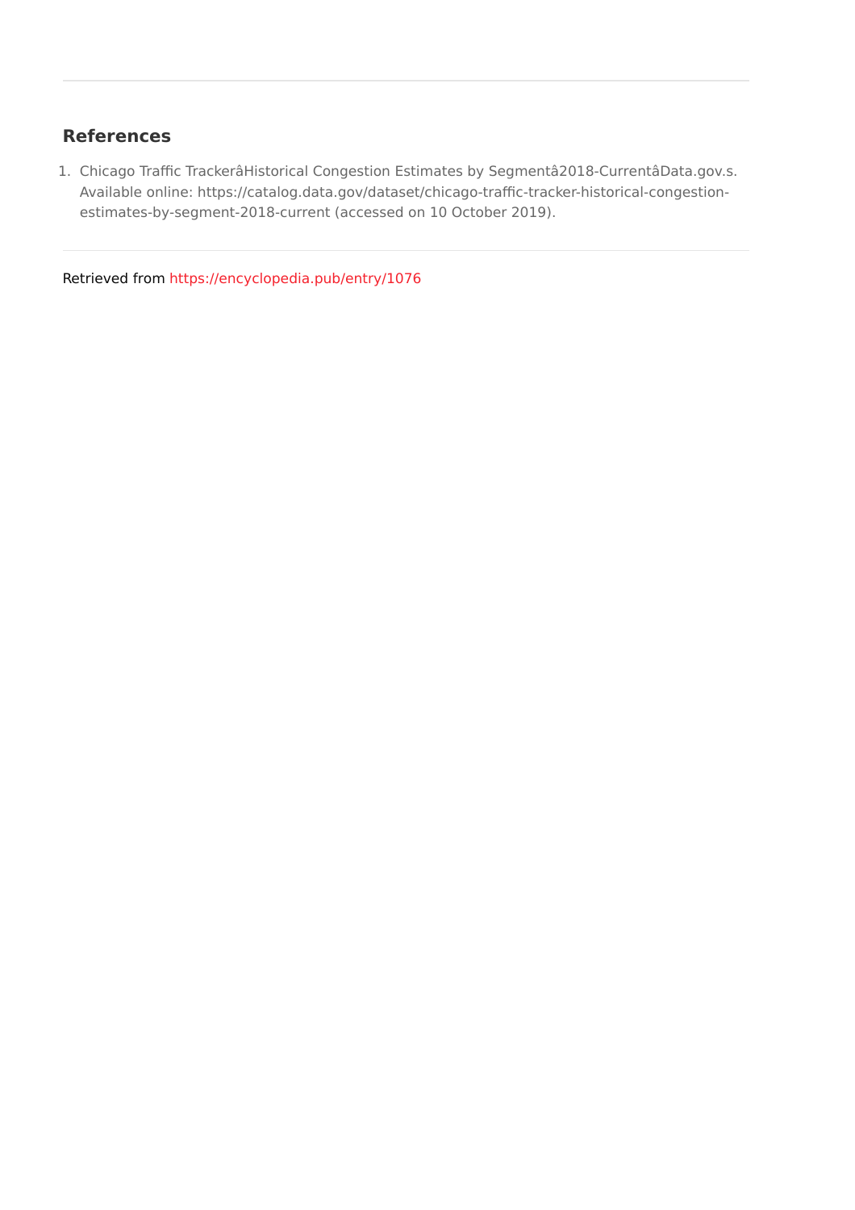## References

1. Chicago Traffic TrackerâHistorical Congestion Estimates by Segmentâ2018-CurrentâData.gov.s. Available online: https://catalog.data.gov/dataset/chicago-traffic-tracker-historical-congestion-estimates-by-segment-2018-current (accessed on 10 October 2019).

Retrieved from https://encyclopedia.pub/entry/1076